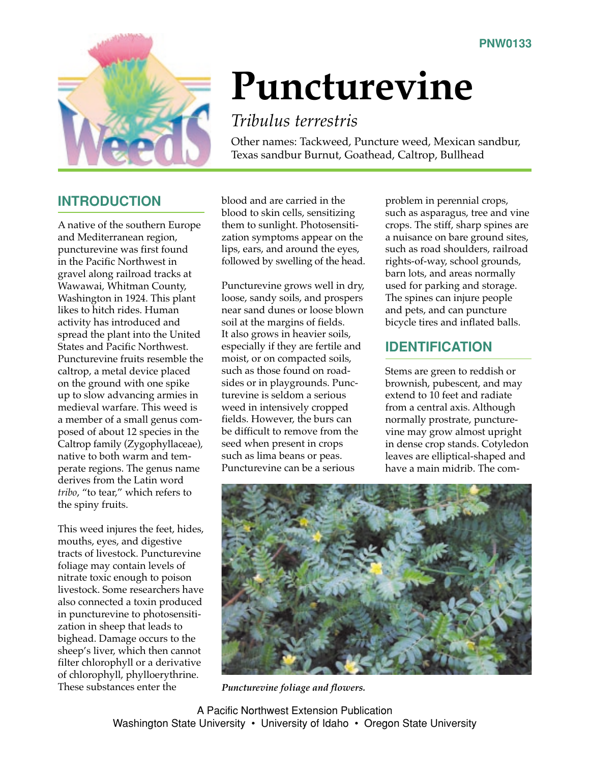PNW0133

# Puncturevine

## *Tribulus terrestris*

Other names: Tackweed, Puncture weed, Mexican sandbur, Texas sandbur Burnut, Goathead, Caltrop, Bullhead

## INTRODUCTION

A native of the southern Europe and Mediterranean region, puncturevine was first found in the Pacific Northwest in gravel along railroad tracks at Wawawai, Whitman County, Washington in 1924. This plant likes to hitch rides. Human activity has introduced and spread the plant into the United States and Pacific Northwest. Puncturevine fruits resemble the caltrop, a metal device placed on the ground with one spike up to slow advancing armies in medieval warfare. This weed is a member of a small genus composed of about 12 species in the Caltrop family (Zygophyllaceae), native to both warm and temperate regions. The genus name derives from the Latin word *tribo*, "to tear," which refers to the spiny fruits.

This weed injures the feet, hides, mouths, eyes, and digestive tracts of livestock. Puncturevine foliage may contain levels of nitrate toxic enough to poison livestock. Some researchers have also connected a toxin produced in puncturevine to photosensitization in sheep that leads to bighead. Damage occurs to the sheep's liver, which then cannot filter chlorophyll or a derivative of chlorophyll, phylloerythrine. These substances enter the blood and are carried in the blood to skin cells, sensitizing them to sunlight. Photosensitization symptoms appear on the lips, ears, and around the eyes, followed by swelling of the head.

Puncturevine grows well in dry, loose, sandy soils, and prospers near sand dunes or loose blown soil at the margins of fields. It also grows in heavier soils, especially if they are fertile and moist, or on compacted soils, such as those found on roadsides or in playgrounds. Puncturevine is seldom a serious weed in intensively cropped fields. However, the burs can be difficult to remove from the seed when present in crops such as lima beans or peas. Puncturevine can be a serious problem in perennial crops, such as asparagus, tree and vine crops. The stiff, sharp spines are a nuisance on bare ground sites, such as road shoulders, railroad rights-of-way, school grounds, barn lots, and areas normally used for parking and storage. The spines can injure people and pets, and can puncture bicycle tires and inflated balls.

## IDENTIFICATION

Stems are green to reddish or brownish, pubescent, and may extend to 10 feet and radiate from a central axis. Although normally prostrate, puncturevine may grow almost upright in dense crop stands. Cotyledon leaves are elliptical-shaped and have a main midrib. The com-

*Puncturevine foliage and flowers.*

A Pacific Northwest Extension Publication
Washington State University • University of Idaho • Oregon State University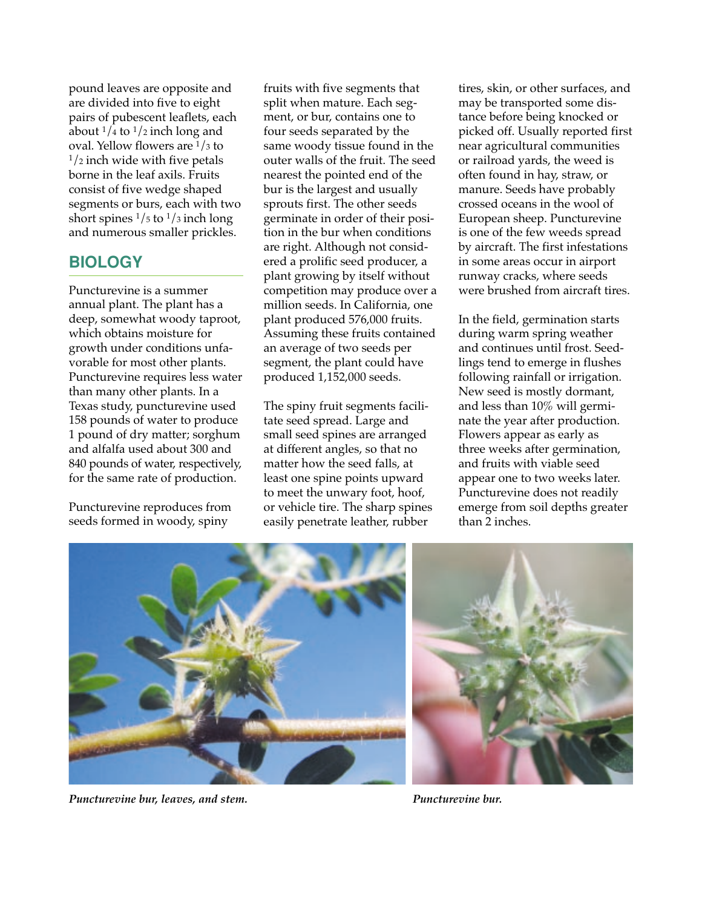pound leaves are opposite and are divided into five to eight pairs of pubescent leaflets, each about $1/4$ to $1/2$ inch long and oval. Yellow flowers are $1/3$ to $1/2$ inch wide with five petals borne in the leaf axils. Fruits consist of five wedge shaped segments or burs, each with two short spines $1/5$ to $1/3$ inch long and numerous smaller prickles.

## BIOLOGY

Puncturevine is a summer annual plant. The plant has a deep, somewhat woody taproot, which obtains moisture for growth under conditions unfavorable for most other plants. Puncturevine requires less water than many other plants. In a Texas study, puncturevine used 158 pounds of water to produce 1 pound of dry matter; sorghum and alfalfa used about 300 and 840 pounds of water, respectively, for the same rate of production.

Puncturevine reproduces from seeds formed in woody, spiny fruits with five segments that split when mature. Each segment, or bur, contains one to four seeds separated by the same woody tissue found in the outer walls of the fruit. The seed nearest the pointed end of the bur is the largest and usually sprouts first. The other seeds germinate in order of their position in the bur when conditions are right. Although not considered a prolific seed producer, a plant growing by itself without competition may produce over a million seeds. In California, one plant produced 576,000 fruits. Assuming these fruits contained an average of two seeds per segment, the plant could have produced 1,152,000 seeds.

The spiny fruit segments facilitate seed spread. Large and small seed spines are arranged at different angles, so that no matter how the seed falls, at least one spine points upward to meet the unwary foot, hoof, or vehicle tire. The sharp spines easily penetrate leather, rubber tires, skin, or other surfaces, and may be transported some distance before being knocked or picked off. Usually reported first near agricultural communities or railroad yards, the weed is often found in hay, straw, or manure. Seeds have probably crossed oceans in the wool of European sheep. Puncturevine is one of the few weeds spread by aircraft. The first infestations in some areas occur in airport runway cracks, where seeds were brushed from aircraft tires.

In the field, germination starts during warm spring weather and continues until frost. Seedlings tend to emerge in flushes following rainfall or irrigation. New seed is mostly dormant, and less than 10% will germinate the year after production. Flowers appear as early as three weeks after germination, and fruits with viable seed appear one to two weeks later. Puncturevine does not readily emerge from soil depths greater than 2 inches.

*Puncturevine bur, leaves, and stem.*

*Puncturevine bur.*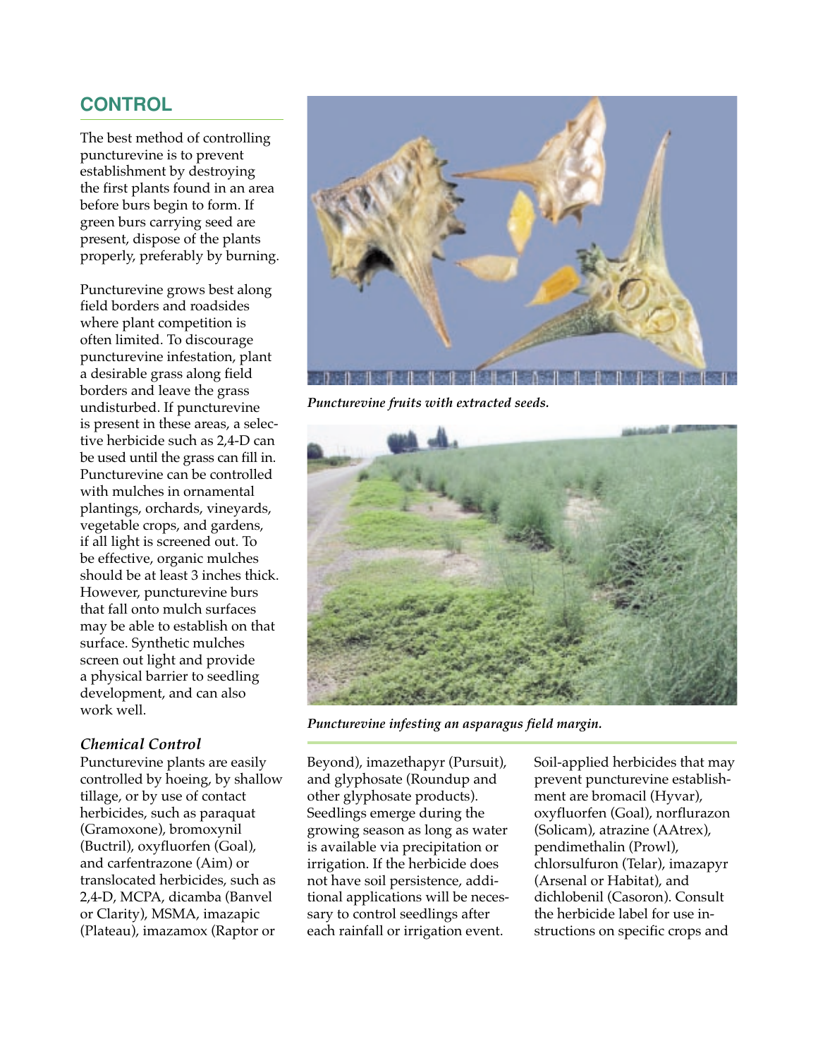## CONTROL

The best method of controlling puncturevine is to prevent establishment by destroying the first plants found in an area before burs begin to form. If green burs carrying seed are present, dispose of the plants properly, preferably by burning.

Puncturevine grows best along field borders and roadsides where plant competition is often limited. To discourage puncturevine infestation, plant a desirable grass along field borders and leave the grass undisturbed. If puncturevine is present in these areas, a selective herbicide such as 2,4-D can be used until the grass can fill in. Puncturevine can be controlled with mulches in ornamental plantings, orchards, vineyards, vegetable crops, and gardens, if all light is screened out. To be effective, organic mulches should be at least 3 inches thick. However, puncturevine burs that fall onto mulch surfaces may be able to establish on that surface. Synthetic mulches screen out light and provide a physical barrier to seedling development, and can also work well.

*Puncturevine fruits with extracted seeds.*

*Puncturevine infesting an asparagus field margin.*

### *Chemical Control*

Puncturevine plants are easily controlled by hoeing, by shallow tillage, or by use of contact herbicides, such as paraquat (Gramoxone), bromoxynil (Buctril), oxyfluorfen (Goal), and carfentrazone (Aim) or translocated herbicides, such as 2,4-D, MCPA, dicamba (Banvel or Clarity), MSMA, imazapic (Plateau), imazamox (Raptor or Beyond), imazethapyr (Pursuit), and glyphosate (Roundup and other glyphosate products). Seedlings emerge during the growing season as long as water is available via precipitation or irrigation. If the herbicide does not have soil persistence, additional applications will be necessary to control seedlings after each rainfall or irrigation event.

Soil-applied herbicides that may prevent puncturevine establishment are bromacil (Hyvar), oxyfluorfen (Goal), norflurazon (Solicam), atrazine (AAtrex), pendimethalin (Prowl), chlorsulfuron (Telar), imazapyr (Arsenal or Habitat), and dichlobenil (Casoron). Consult the herbicide label for use instructions on specific crops and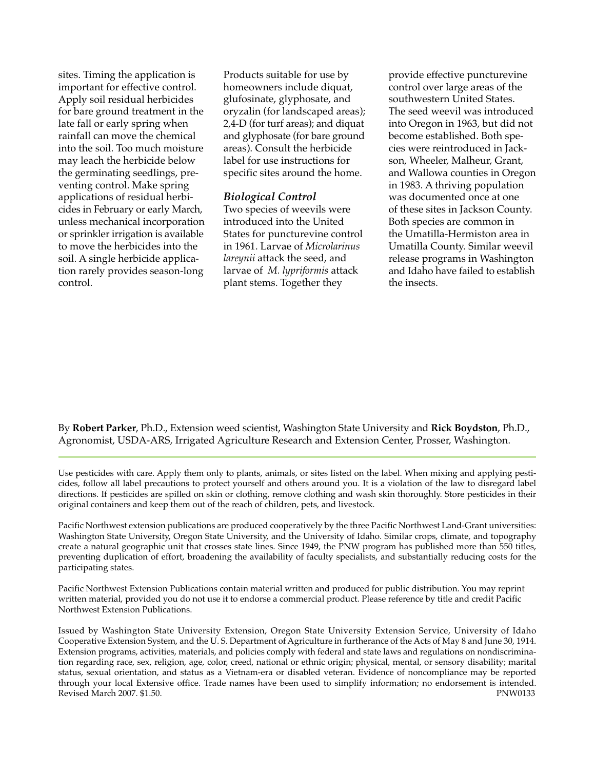sites. Timing the application is important for effective control. Apply soil residual herbicides for bare ground treatment in the late fall or early spring when rainfall can move the chemical into the soil. Too much moisture may leach the herbicide below the germinating seedlings, preventing control. Make spring applications of residual herbicides in February or early March, unless mechanical incorporation or sprinkler irrigation is available to move the herbicides into the soil. A single herbicide application rarely provides season-long control.

Products suitable for use by homeowners include diquat, glufosinate, glyphosate, and oryzalin (for landscaped areas); 2,4-D (for turf areas); and diquat and glyphosate (for bare ground areas). Consult the herbicide label for use instructions for specific sites around the home.

### *Biological Control*

Two species of weevils were introduced into the United States for puncturevine control in 1961. Larvae of *Microlarinus lareynii* attack the seed, and larvae of *M. lypriformis* attack plant stems. Together they provide effective puncturevine control over large areas of the southwestern United States. The seed weevil was introduced into Oregon in 1963, but did not become established. Both species were reintroduced in Jackson, Wheeler, Malheur, Grant, and Wallowa counties in Oregon in 1983. A thriving population was documented once at one of these sites in Jackson County. Both species are common in the Umatilla-Hermiston area in Umatilla County. Similar weevil release programs in Washington and Idaho have failed to establish the insects.

By **Robert Parker**, Ph.D., Extension weed scientist, Washington State University and **Rick Boydston**, Ph.D., Agronomist, USDA-ARS, Irrigated Agriculture Research and Extension Center, Prosser, Washington.

---

Use pesticides with care. Apply them only to plants, animals, or sites listed on the label. When mixing and applying pesticides, follow all label precautions to protect yourself and others around you. It is a violation of the law to disregard label directions. If pesticides are spilled on skin or clothing, remove clothing and wash skin thoroughly. Store pesticides in their original containers and keep them out of the reach of children, pets, and livestock.

Pacific Northwest extension publications are produced cooperatively by the three Pacific Northwest Land-Grant universities: Washington State University, Oregon State University, and the University of Idaho. Similar crops, climate, and topography create a natural geographic unit that crosses state lines. Since 1949, the PNW program has published more than 550 titles, preventing duplication of effort, broadening the availability of faculty specialists, and substantially reducing costs for the participating states.

Pacific Northwest Extension Publications contain material written and produced for public distribution. You may reprint written material, provided you do not use it to endorse a commercial product. Please reference by title and credit Pacific Northwest Extension Publications.

Issued by Washington State University Extension, Oregon State University Extension Service, University of Idaho Cooperative Extension System, and the U. S. Department of Agriculture in furtherance of the Acts of May 8 and June 30, 1914. Extension programs, activities, materials, and policies comply with federal and state laws and regulations on nondiscrimination regarding race, sex, religion, age, color, creed, national or ethnic origin; physical, mental, or sensory disability; marital status, sexual orientation, and status as a Vietnam-era or disabled veteran. Evidence of noncompliance may be reported through your local Extensive office. Trade names have been used to simplify information; no endorsement is intended. Revised March 2007. $1.50. PNW0133